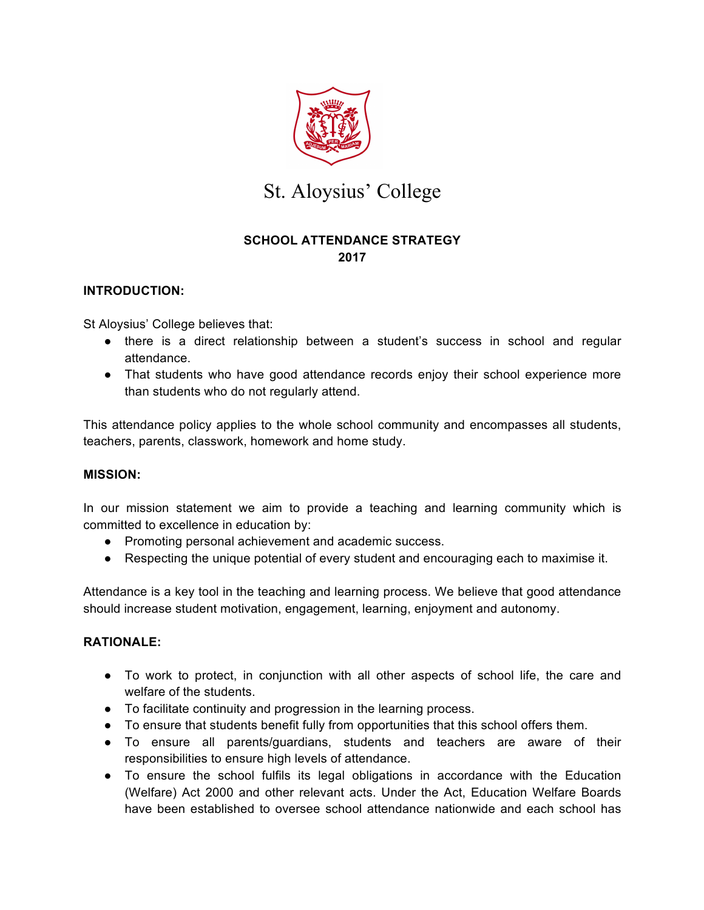# St. Aloysius' College

## SCHOOL ATTENDANCE STRATEGY
## 2017

### INTRODUCTION:

St Aloysius' College believes that:

- there is a direct relationship between a student's success in school and regular attendance.
- That students who have good attendance records enjoy their school experience more than students who do not regularly attend.

This attendance policy applies to the whole school community and encompasses all students, teachers, parents, classwork, homework and home study.

### MISSION:

In our mission statement we aim to provide a teaching and learning community which is committed to excellence in education by:

- Promoting personal achievement and academic success.
- Respecting the unique potential of every student and encouraging each to maximise it.

Attendance is a key tool in the teaching and learning process. We believe that good attendance should increase student motivation, engagement, learning, enjoyment and autonomy.

### RATIONALE:

- To work to protect, in conjunction with all other aspects of school life, the care and welfare of the students.
- To facilitate continuity and progression in the learning process.
- To ensure that students benefit fully from opportunities that this school offers them.
- To ensure all parents/guardians, students and teachers are aware of their responsibilities to ensure high levels of attendance.
- To ensure the school fulfils its legal obligations in accordance with the Education (Welfare) Act 2000 and other relevant acts. Under the Act, Education Welfare Boards have been established to oversee school attendance nationwide and each school has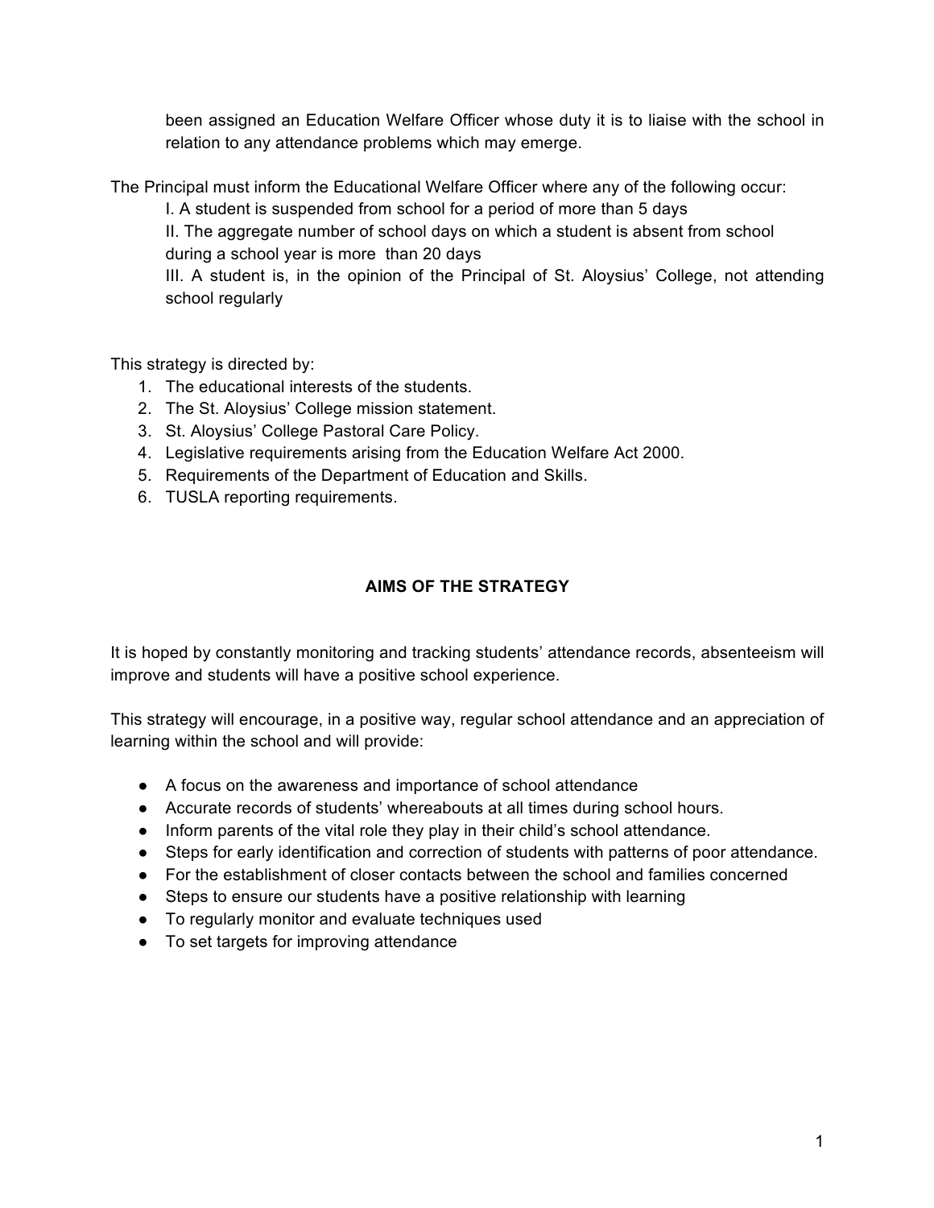been assigned an Education Welfare Officer whose duty it is to liaise with the school in relation to any attendance problems which may emerge.

The Principal must inform the Educational Welfare Officer where any of the following occur:

I. A student is suspended from school for a period of more than 5 days

II. The aggregate number of school days on which a student is absent from school during a school year is more than 20 days

III. A student is, in the opinion of the Principal of St. Aloysius' College, not attending school regularly

This strategy is directed by:

1. The educational interests of the students.
2. The St. Aloysius' College mission statement.
3. St. Aloysius' College Pastoral Care Policy.
4. Legislative requirements arising from the Education Welfare Act 2000.
5. Requirements of the Department of Education and Skills.
6. TUSLA reporting requirements.

## AIMS OF THE STRATEGY

It is hoped by constantly monitoring and tracking students' attendance records, absenteeism will improve and students will have a positive school experience.

This strategy will encourage, in a positive way, regular school attendance and an appreciation of learning within the school and will provide:

- A focus on the awareness and importance of school attendance
- Accurate records of students' whereabouts at all times during school hours.
- Inform parents of the vital role they play in their child's school attendance.
- Steps for early identification and correction of students with patterns of poor attendance.
- For the establishment of closer contacts between the school and families concerned
- Steps to ensure our students have a positive relationship with learning
- To regularly monitor and evaluate techniques used
- To set targets for improving attendance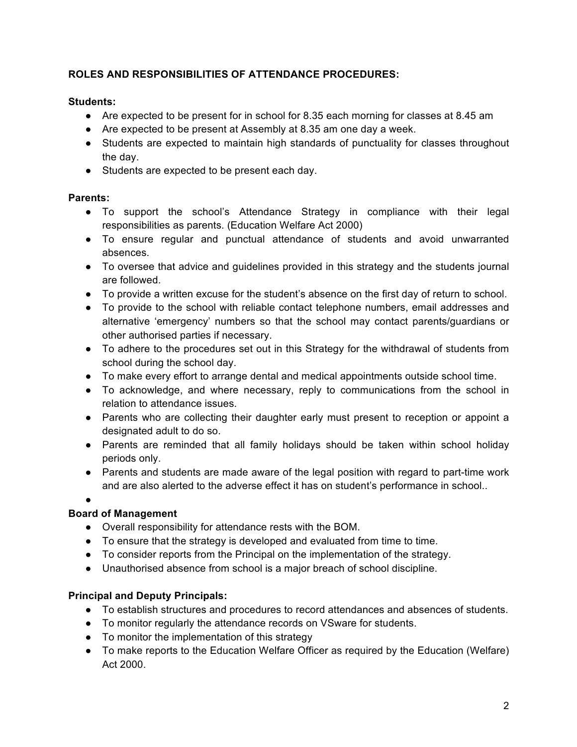**ROLES AND RESPONSIBILITIES OF ATTENDANCE PROCEDURES:**

**Students:**

- Are expected to be present for in school for 8.35 each morning for classes at 8.45 am
- Are expected to be present at Assembly at 8.35 am one day a week.
- Students are expected to maintain high standards of punctuality for classes throughout the day.
- Students are expected to be present each day.

**Parents:**

- To support the school's Attendance Strategy in compliance with their legal responsibilities as parents. (Education Welfare Act 2000)
- To ensure regular and punctual attendance of students and avoid unwarranted absences.
- To oversee that advice and guidelines provided in this strategy and the students journal are followed.
- To provide a written excuse for the student's absence on the first day of return to school.
- To provide to the school with reliable contact telephone numbers, email addresses and alternative 'emergency' numbers so that the school may contact parents/guardians or other authorised parties if necessary.
- To adhere to the procedures set out in this Strategy for the withdrawal of students from school during the school day.
- To make every effort to arrange dental and medical appointments outside school time.
- To acknowledge, and where necessary, reply to communications from the school in relation to attendance issues.
- Parents who are collecting their daughter early must present to reception or appoint a designated adult to do so.
- Parents are reminded that all family holidays should be taken within school holiday periods only.
- Parents and students are made aware of the legal position with regard to part-time work and are also alerted to the adverse effect it has on student's performance in school..

**Board of Management**

- Overall responsibility for attendance rests with the BOM.
- To ensure that the strategy is developed and evaluated from time to time.
- To consider reports from the Principal on the implementation of the strategy.
- Unauthorised absence from school is a major breach of school discipline.

**Principal and Deputy Principals:**

- To establish structures and procedures to record attendances and absences of students.
- To monitor regularly the attendance records on VSware for students.
- To monitor the implementation of this strategy
- To make reports to the Education Welfare Officer as required by the Education (Welfare) Act 2000.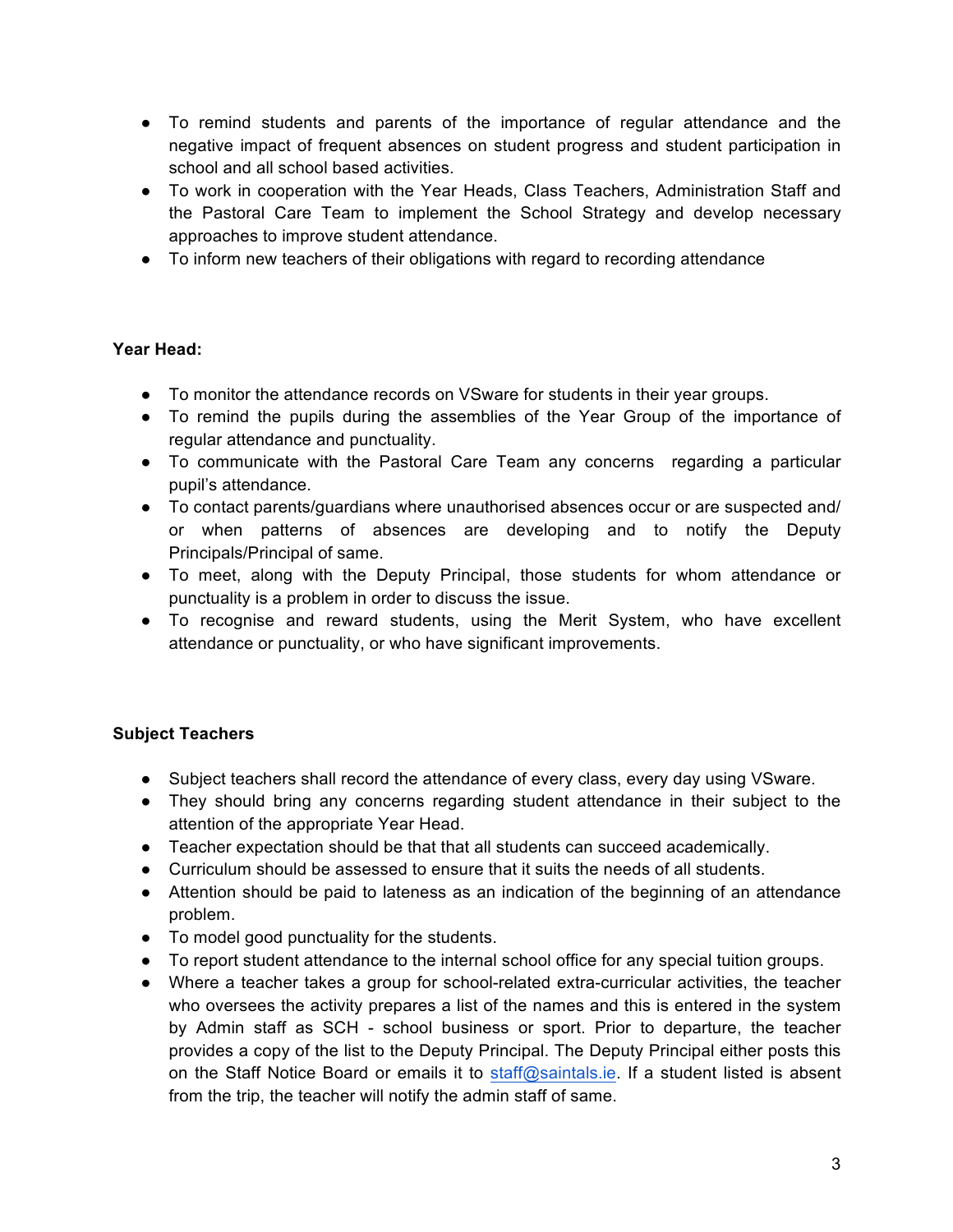- To remind students and parents of the importance of regular attendance and the negative impact of frequent absences on student progress and student participation in school and all school based activities.
- To work in cooperation with the Year Heads, Class Teachers, Administration Staff and the Pastoral Care Team to implement the School Strategy and develop necessary approaches to improve student attendance.
- To inform new teachers of their obligations with regard to recording attendance

**Year Head:**

- To monitor the attendance records on VSware for students in their year groups.
- To remind the pupils during the assemblies of the Year Group of the importance of regular attendance and punctuality.
- To communicate with the Pastoral Care Team any concerns regarding a particular pupil's attendance.
- To contact parents/guardians where unauthorised absences occur or are suspected and/ or when patterns of absences are developing and to notify the Deputy Principals/Principal of same.
- To meet, along with the Deputy Principal, those students for whom attendance or punctuality is a problem in order to discuss the issue.
- To recognise and reward students, using the Merit System, who have excellent attendance or punctuality, or who have significant improvements.

**Subject Teachers**

- Subject teachers shall record the attendance of every class, every day using VSware.
- They should bring any concerns regarding student attendance in their subject to the attention of the appropriate Year Head.
- Teacher expectation should be that that all students can succeed academically.
- Curriculum should be assessed to ensure that it suits the needs of all students.
- Attention should be paid to lateness as an indication of the beginning of an attendance problem.
- To model good punctuality for the students.
- To report student attendance to the internal school office for any special tuition groups.
- Where a teacher takes a group for school-related extra-curricular activities, the teacher who oversees the activity prepares a list of the names and this is entered in the system by Admin staff as SCH - school business or sport. Prior to departure, the teacher provides a copy of the list to the Deputy Principal. The Deputy Principal either posts this on the Staff Notice Board or emails it to staff@saintals.ie. If a student listed is absent from the trip, the teacher will notify the admin staff of same.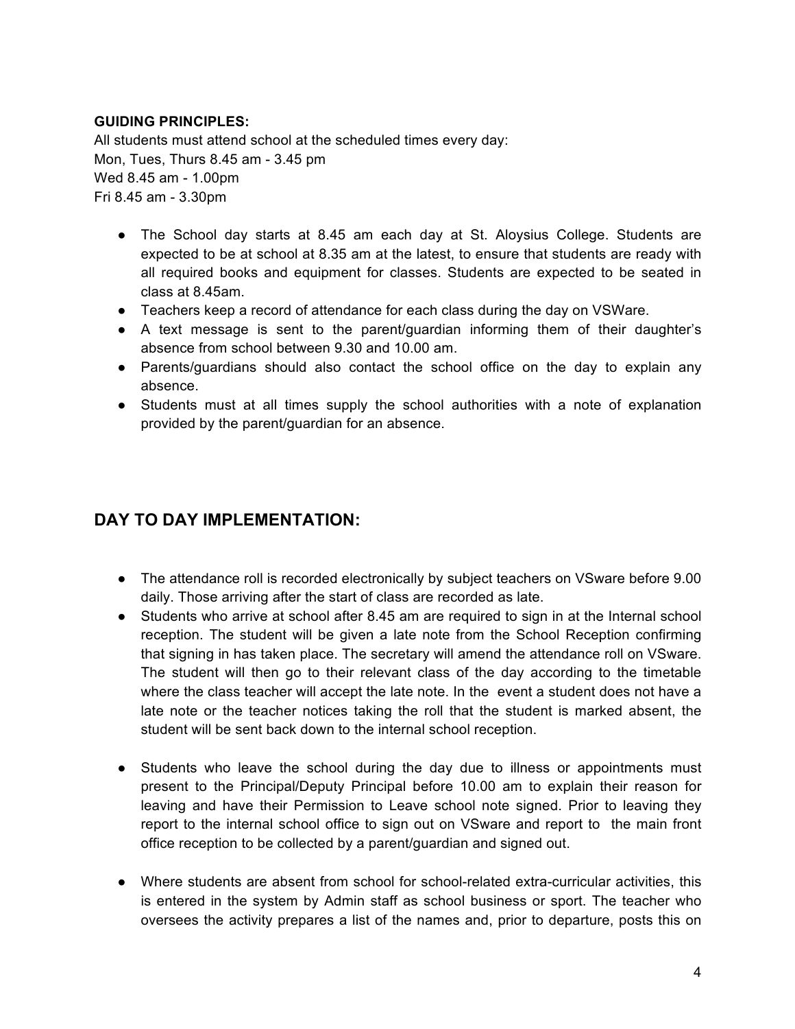**GUIDING PRINCIPLES:**

All students must attend school at the scheduled times every day:
Mon, Tues, Thurs 8.45 am - 3.45 pm
Wed 8.45 am - 1.00pm
Fri 8.45 am - 3.30pm

- The School day starts at 8.45 am each day at St. Aloysius College. Students are expected to be at school at 8.35 am at the latest, to ensure that students are ready with all required books and equipment for classes. Students are expected to be seated in class at 8.45am.
- Teachers keep a record of attendance for each class during the day on VSWare.
- A text message is sent to the parent/guardian informing them of their daughter's absence from school between 9.30 and 10.00 am.
- Parents/guardians should also contact the school office on the day to explain any absence.
- Students must at all times supply the school authorities with a note of explanation provided by the parent/guardian for an absence.

## DAY TO DAY IMPLEMENTATION:

- The attendance roll is recorded electronically by subject teachers on VSware before 9.00 daily. Those arriving after the start of class are recorded as late.
- Students who arrive at school after 8.45 am are required to sign in at the Internal school reception. The student will be given a late note from the School Reception confirming that signing in has taken place. The secretary will amend the attendance roll on VSware. The student will then go to their relevant class of the day according to the timetable where the class teacher will accept the late note. In the event a student does not have a late note or the teacher notices taking the roll that the student is marked absent, the student will be sent back down to the internal school reception.
- Students who leave the school during the day due to illness or appointments must present to the Principal/Deputy Principal before 10.00 am to explain their reason for leaving and have their Permission to Leave school note signed. Prior to leaving they report to the internal school office to sign out on VSware and report to the main front office reception to be collected by a parent/guardian and signed out.
- Where students are absent from school for school-related extra-curricular activities, this is entered in the system by Admin staff as school business or sport. The teacher who oversees the activity prepares a list of the names and, prior to departure, posts this on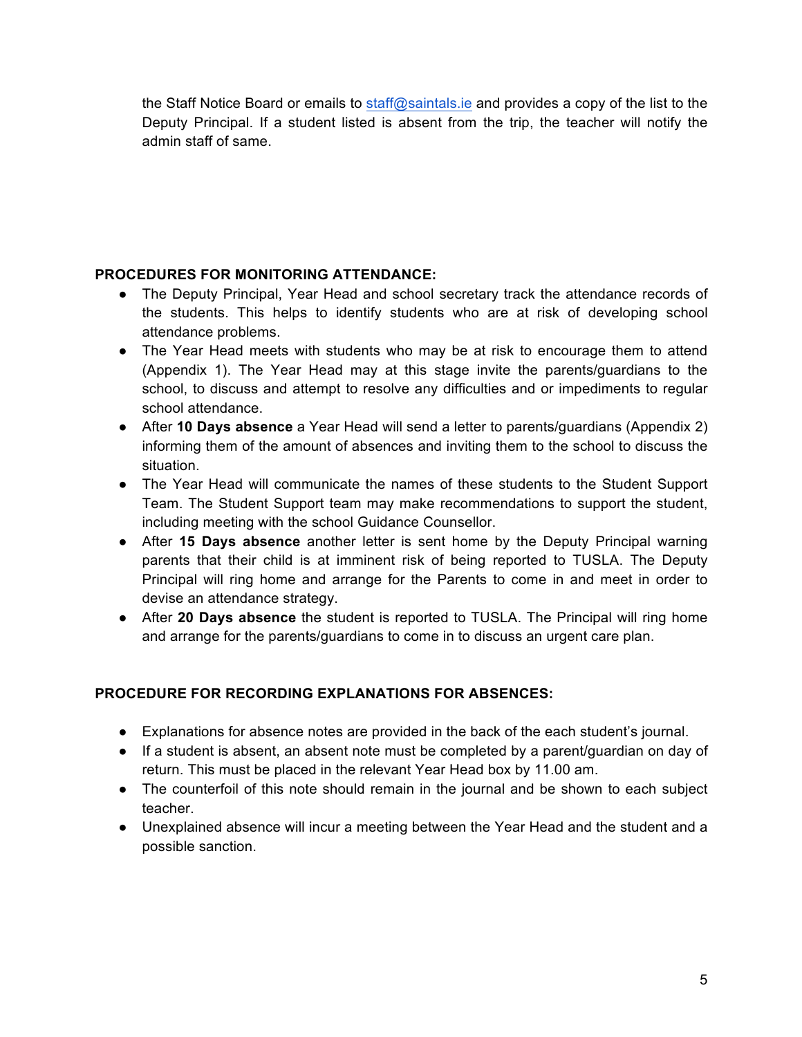the Staff Notice Board or emails to staff@saintals.ie and provides a copy of the list to the Deputy Principal. If a student listed is absent from the trip, the teacher will notify the admin staff of same.

**PROCEDURES FOR MONITORING ATTENDANCE:**

- The Deputy Principal, Year Head and school secretary track the attendance records of the students. This helps to identify students who are at risk of developing school attendance problems.
- The Year Head meets with students who may be at risk to encourage them to attend (Appendix 1). The Year Head may at this stage invite the parents/guardians to the school, to discuss and attempt to resolve any difficulties and or impediments to regular school attendance.
- After **10 Days absence** a Year Head will send a letter to parents/guardians (Appendix 2) informing them of the amount of absences and inviting them to the school to discuss the situation.
- The Year Head will communicate the names of these students to the Student Support Team. The Student Support team may make recommendations to support the student, including meeting with the school Guidance Counsellor.
- After **15 Days absence** another letter is sent home by the Deputy Principal warning parents that their child is at imminent risk of being reported to TUSLA. The Deputy Principal will ring home and arrange for the Parents to come in and meet in order to devise an attendance strategy.
- After **20 Days absence** the student is reported to TUSLA. The Principal will ring home and arrange for the parents/guardians to come in to discuss an urgent care plan.

**PROCEDURE FOR RECORDING EXPLANATIONS FOR ABSENCES:**

- Explanations for absence notes are provided in the back of the each student's journal.
- If a student is absent, an absent note must be completed by a parent/guardian on day of return. This must be placed in the relevant Year Head box by 11.00 am.
- The counterfoil of this note should remain in the journal and be shown to each subject teacher.
- Unexplained absence will incur a meeting between the Year Head and the student and a possible sanction.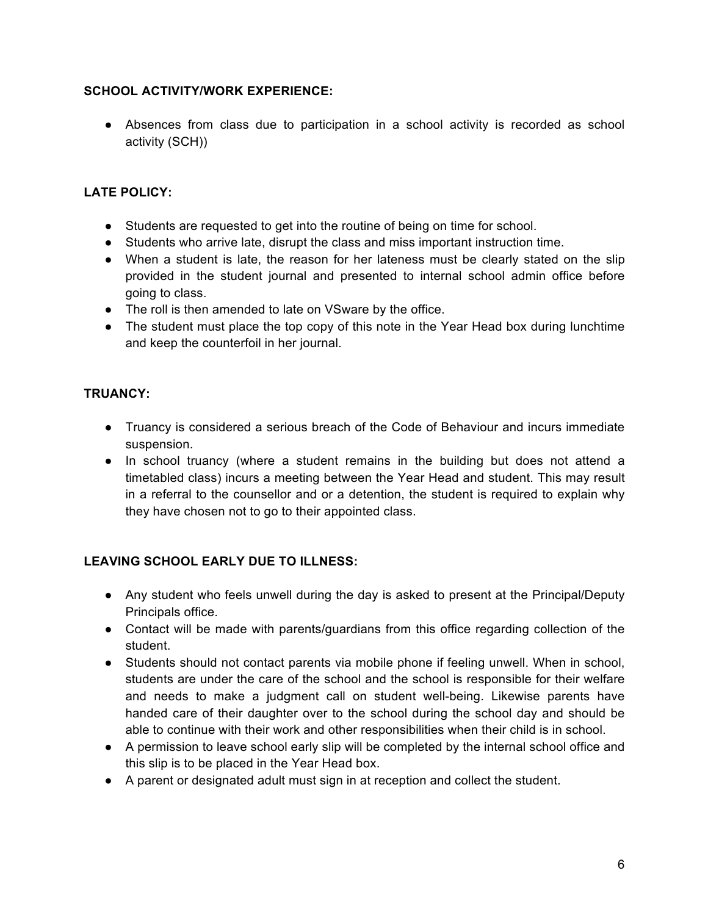**SCHOOL ACTIVITY/WORK EXPERIENCE:**

- Absences from class due to participation in a school activity is recorded as school activity (SCH))

**LATE POLICY:**

- Students are requested to get into the routine of being on time for school.
- Students who arrive late, disrupt the class and miss important instruction time.
- When a student is late, the reason for her lateness must be clearly stated on the slip provided in the student journal and presented to internal school admin office before going to class.
- The roll is then amended to late on VSware by the office.
- The student must place the top copy of this note in the Year Head box during lunchtime and keep the counterfoil in her journal.

**TRUANCY:**

- Truancy is considered a serious breach of the Code of Behaviour and incurs immediate suspension.
- In school truancy (where a student remains in the building but does not attend a timetabled class) incurs a meeting between the Year Head and student. This may result in a referral to the counsellor and or a detention, the student is required to explain why they have chosen not to go to their appointed class.

**LEAVING SCHOOL EARLY DUE TO ILLNESS:**

- Any student who feels unwell during the day is asked to present at the Principal/Deputy Principals office.
- Contact will be made with parents/guardians from this office regarding collection of the student.
- Students should not contact parents via mobile phone if feeling unwell. When in school, students are under the care of the school and the school is responsible for their welfare and needs to make a judgment call on student well-being. Likewise parents have handed care of their daughter over to the school during the school day and should be able to continue with their work and other responsibilities when their child is in school.
- A permission to leave school early slip will be completed by the internal school office and this slip is to be placed in the Year Head box.
- A parent or designated adult must sign in at reception and collect the student.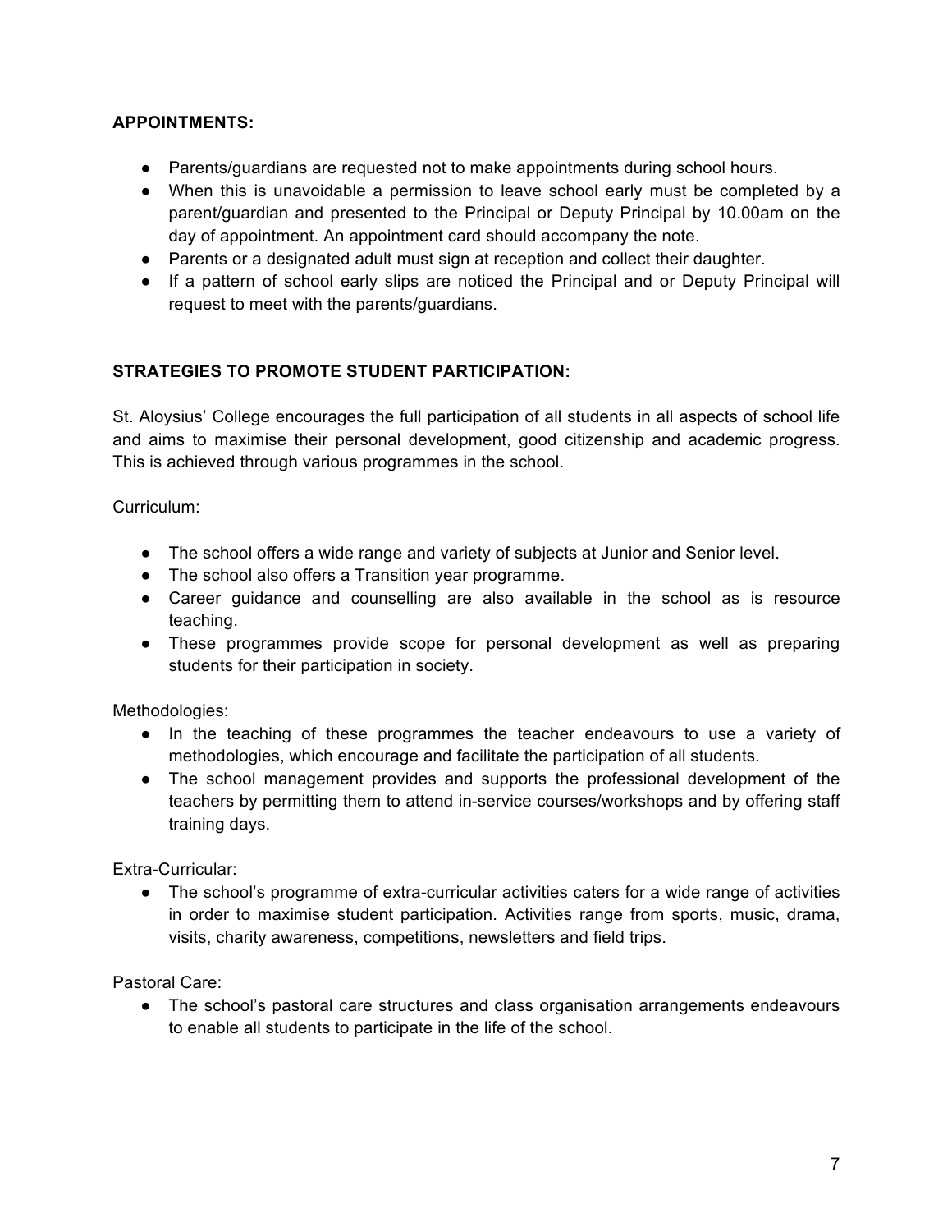**APPOINTMENTS:**

- Parents/guardians are requested not to make appointments during school hours.
- When this is unavoidable a permission to leave school early must be completed by a parent/guardian and presented to the Principal or Deputy Principal by 10.00am on the day of appointment. An appointment card should accompany the note.
- Parents or a designated adult must sign at reception and collect their daughter.
- If a pattern of school early slips are noticed the Principal and or Deputy Principal will request to meet with the parents/guardians.

**STRATEGIES TO PROMOTE STUDENT PARTICIPATION:**

St. Aloysius' College encourages the full participation of all students in all aspects of school life and aims to maximise their personal development, good citizenship and academic progress. This is achieved through various programmes in the school.

Curriculum:

- The school offers a wide range and variety of subjects at Junior and Senior level.
- The school also offers a Transition year programme.
- Career guidance and counselling are also available in the school as is resource teaching.
- These programmes provide scope for personal development as well as preparing students for their participation in society.

Methodologies:

- In the teaching of these programmes the teacher endeavours to use a variety of methodologies, which encourage and facilitate the participation of all students.
- The school management provides and supports the professional development of the teachers by permitting them to attend in-service courses/workshops and by offering staff training days.

Extra-Curricular:

- The school's programme of extra-curricular activities caters for a wide range of activities in order to maximise student participation. Activities range from sports, music, drama, visits, charity awareness, competitions, newsletters and field trips.

Pastoral Care:

- The school's pastoral care structures and class organisation arrangements endeavours to enable all students to participate in the life of the school.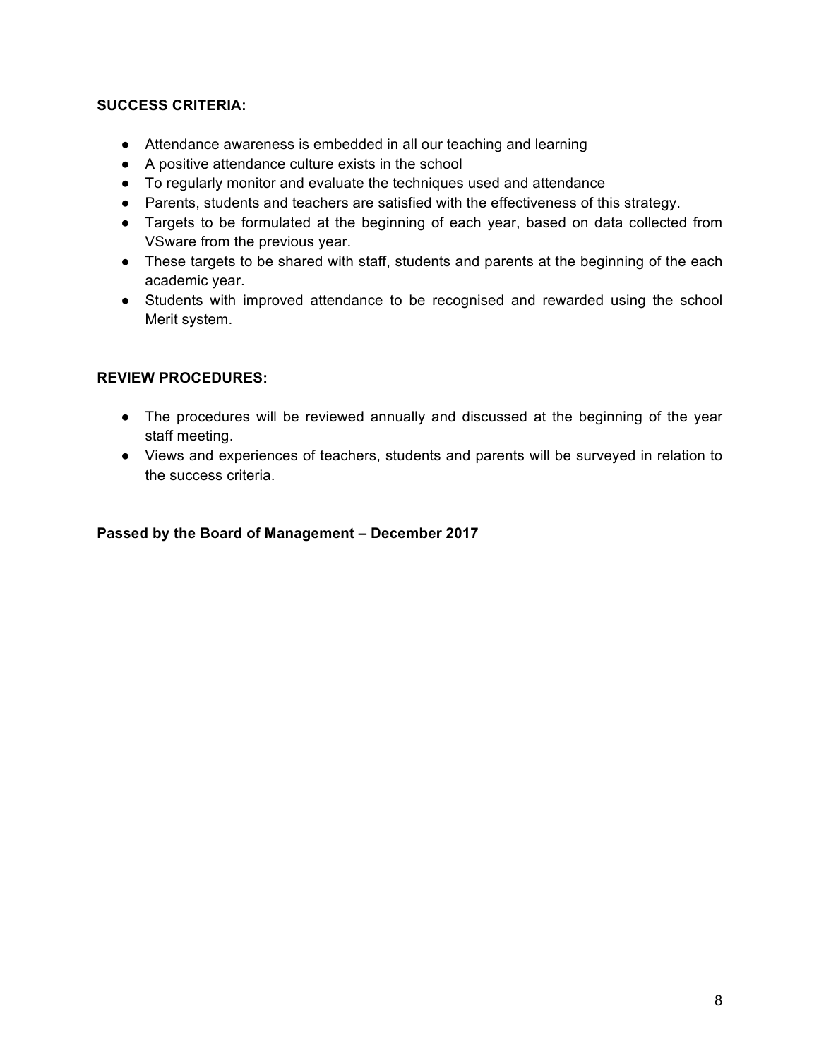**SUCCESS CRITERIA:**

- Attendance awareness is embedded in all our teaching and learning
- A positive attendance culture exists in the school
- To regularly monitor and evaluate the techniques used and attendance
- Parents, students and teachers are satisfied with the effectiveness of this strategy.
- Targets to be formulated at the beginning of each year, based on data collected from VSware from the previous year.
- These targets to be shared with staff, students and parents at the beginning of the each academic year.
- Students with improved attendance to be recognised and rewarded using the school Merit system.

**REVIEW PROCEDURES:**

- The procedures will be reviewed annually and discussed at the beginning of the year staff meeting.
- Views and experiences of teachers, students and parents will be surveyed in relation to the success criteria.

**Passed by the Board of Management – December 2017**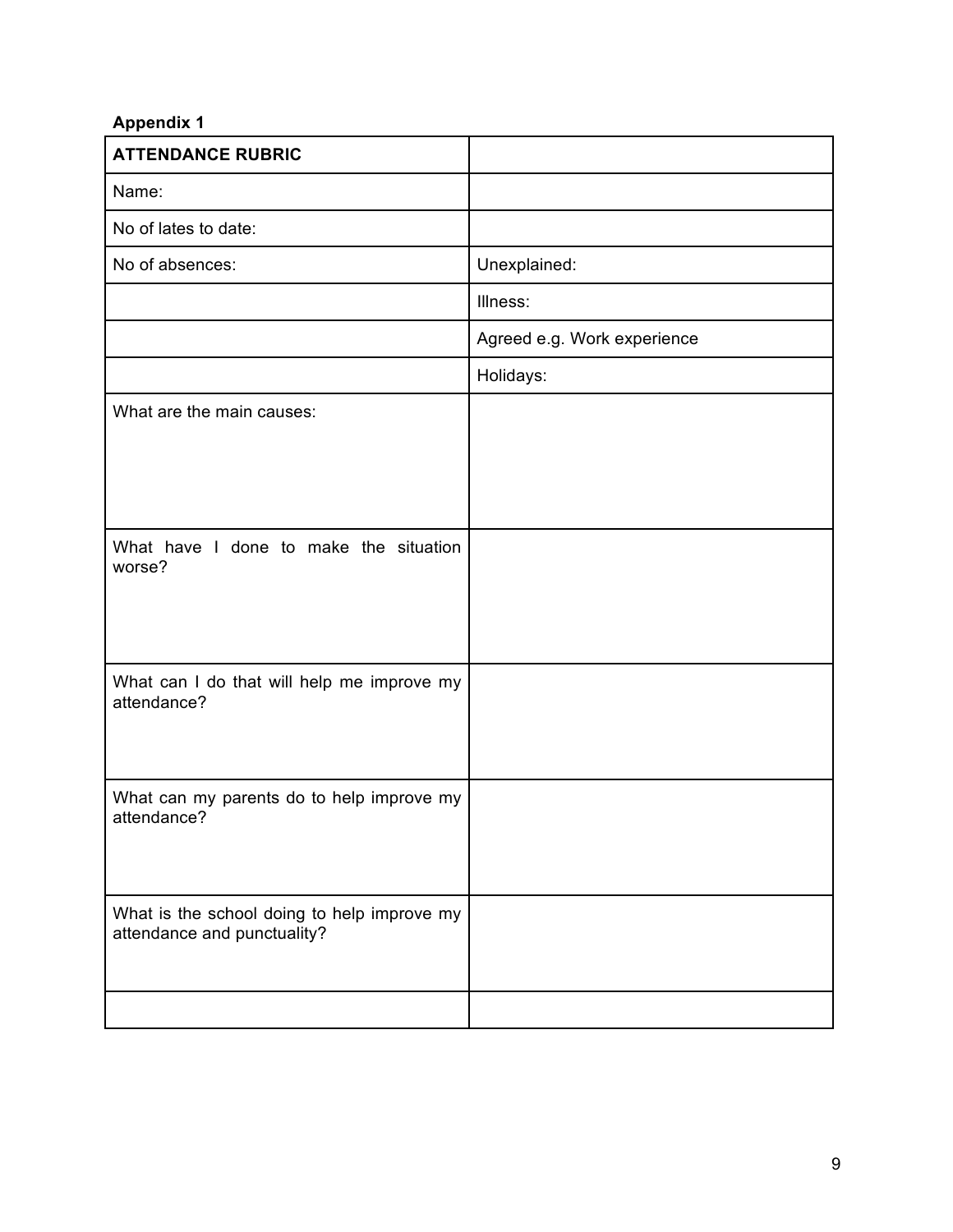**Appendix 1**

| | |
|---|---|
| **ATTENDANCE RUBRIC** | |
| Name: | |
| No of lates to date: | |
| No of absences: | Unexplained: |
| | Illness: |
| | Agreed e.g. Work experience |
| | Holidays: |
| What are the main causes: | |
| What have I done to make the situation worse? | |
| What can I do that will help me improve my attendance? | |
| What can my parents do to help improve my attendance? | |
| What is the school doing to help improve my attendance and punctuality? | |
| | |